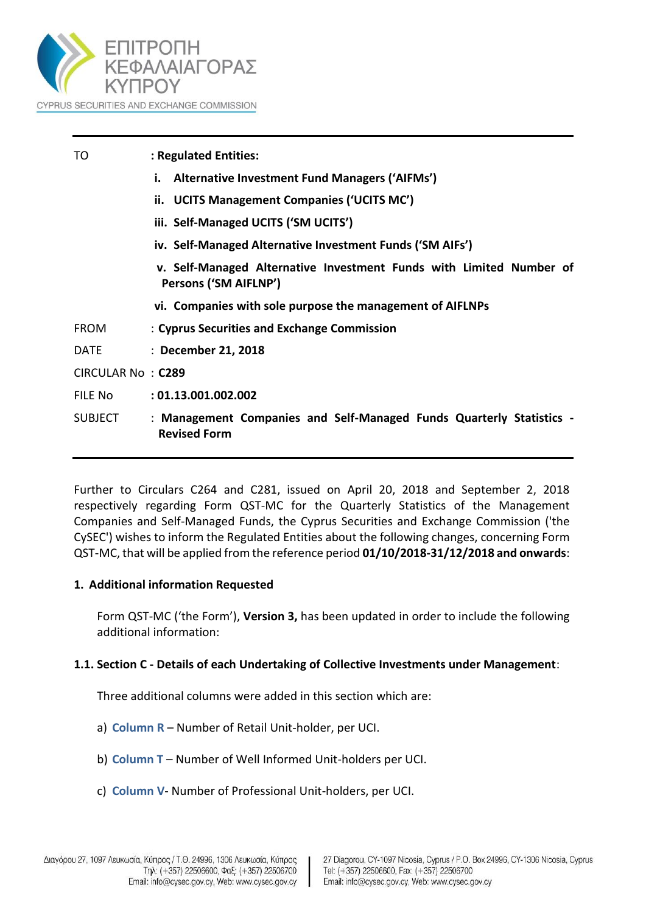ΕΠΙΤΡΟΠΗ ΚΕΦΑΛΑΙΑΓΟΡΑΣ ΚΥΠΡΟΥ

CYPRUS SECURITIES AND EXCHANGE COMMISSION

| | |
|---|---|
| TO | : **Regulated Entities:** |
| | **i. Alternative Investment Fund Managers ('AIFMs')** |
| | **ii. UCITS Management Companies ('UCITS MC')** |
| | **iii. Self-Managed UCITS ('SM UCITS')** |
| | **iv. Self-Managed Alternative Investment Funds ('SM AIFs')** |
| | **v. Self-Managed Alternative Investment Funds with Limited Number of Persons ('SM AIFLNP')** |
| | **vi. Companies with sole purpose the management of AIFLNPs** |
| FROM | : **Cyprus Securities and Exchange Commission** |
| DATE | : **December 21, 2018** |
| CIRCULAR No | : **C289** |
| FILE No | : **01.13.001.002.002** |
| SUBJECT | : **Management Companies and Self-Managed Funds Quarterly Statistics - Revised Form** |

Further to Circulars C264 and C281, issued on April 20, 2018 and September 2, 2018 respectively regarding Form QST-MC for the Quarterly Statistics of the Management Companies and Self-Managed Funds, the Cyprus Securities and Exchange Commission ('the CySEC') wishes to inform the Regulated Entities about the following changes, concerning Form QST-MC, that will be applied from the reference period **01/10/2018-31/12/2018 and onwards**:

## 1. Additional information Requested

Form QST-MC ('the Form'), **Version 3,** has been updated in order to include the following additional information:

### 1.1. Section C - Details of each Undertaking of Collective Investments under Management:

Three additional columns were added in this section which are:

a) **Column R** – Number of Retail Unit-holder, per UCI.

b) **Column T** – Number of Well Informed Unit-holders per UCI.

c) **Column V**- Number of Professional Unit-holders, per UCI.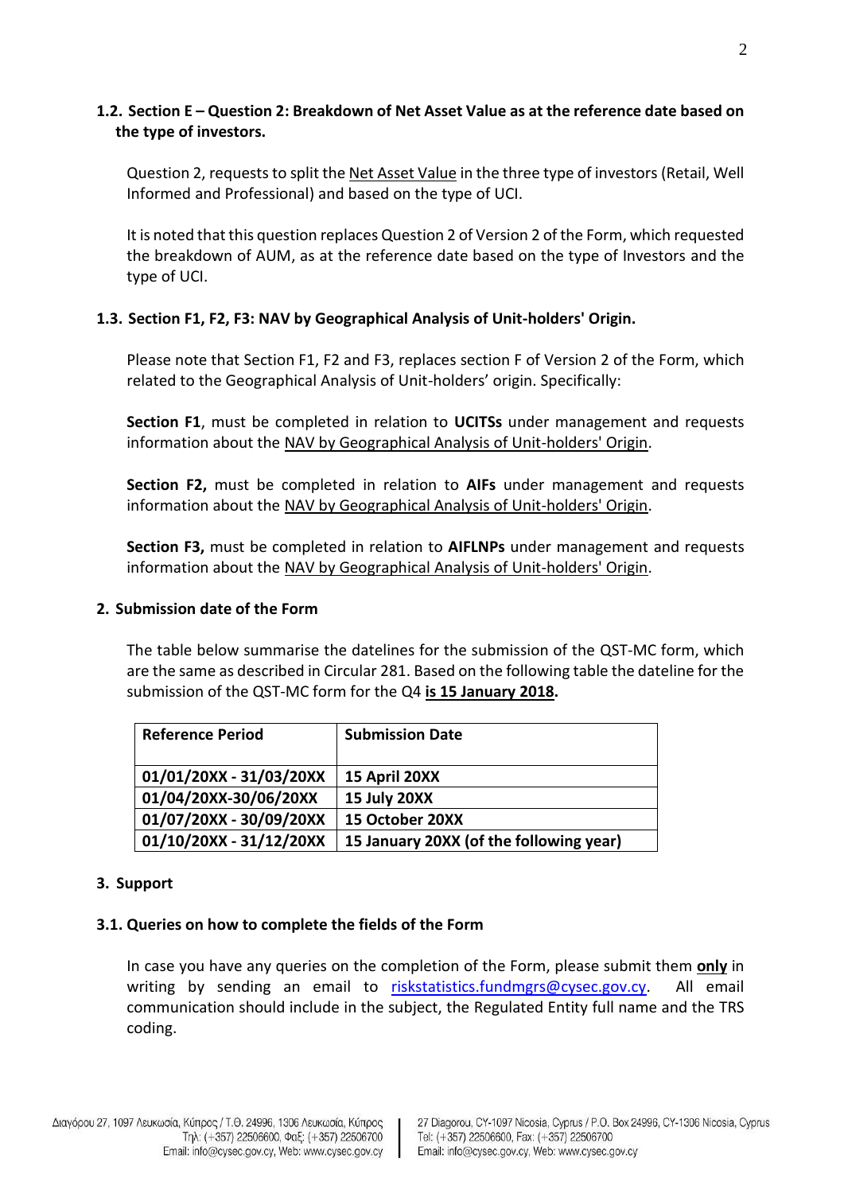### 1.2. Section E – Question 2: Breakdown of Net Asset Value as at the reference date based on the type of investors.

Question 2, requests to split the Net Asset Value in the three type of investors (Retail, Well Informed and Professional) and based on the type of UCI.

It is noted that this question replaces Question 2 of Version 2 of the Form, which requested the breakdown of AUM, as at the reference date based on the type of Investors and the type of UCI.

### 1.3. Section F1, F2, F3: NAV by Geographical Analysis of Unit-holders' Origin.

Please note that Section F1, F2 and F3, replaces section F of Version 2 of the Form, which related to the Geographical Analysis of Unit-holders' origin. Specifically:

**Section F1**, must be completed in relation to **UCITSs** under management and requests information about the NAV by Geographical Analysis of Unit-holders' Origin.

**Section F2,** must be completed in relation to **AIFs** under management and requests information about the NAV by Geographical Analysis of Unit-holders' Origin.

**Section F3,** must be completed in relation to **AIFLNPs** under management and requests information about the NAV by Geographical Analysis of Unit-holders' Origin.

## 2. Submission date of the Form

The table below summarise the datelines for the submission of the QST-MC form, which are the same as described in Circular 281. Based on the following table the dateline for the submission of the QST-MC form for the Q4 **is 15 January 2018.**

| Reference Period | Submission Date |
|---|---|
| **01/01/20XX - 31/03/20XX** | **15 April 20XX** |
| **01/04/20XX-30/06/20XX** | **15 July 20XX** |
| **01/07/20XX - 30/09/20XX** | **15 October 20XX** |
| **01/10/20XX - 31/12/20XX** | **15 January 20XX (of the following year)** |

## 3. Support

### 3.1. Queries on how to complete the fields of the Form

In case you have any queries on the completion of the Form, please submit them **only** in writing by sending an email to riskstatistics.fundmgrs@cysec.gov.cy. All email communication should include in the subject, the Regulated Entity full name and the TRS coding.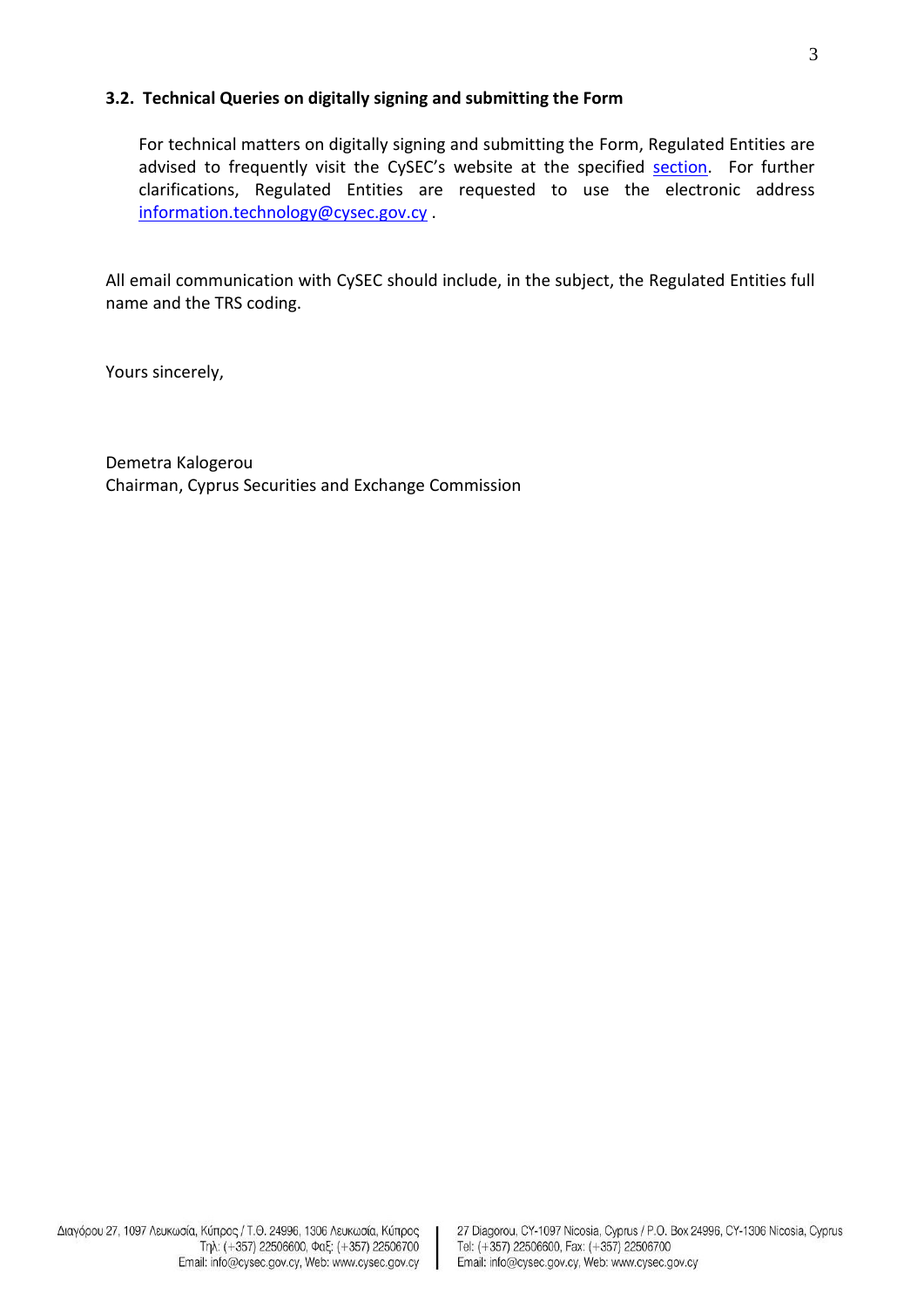### 3.2. Technical Queries on digitally signing and submitting the Form

For technical matters on digitally signing and submitting the Form, Regulated Entities are advised to frequently visit the CySEC's website at the specified section. For further clarifications, Regulated Entities are requested to use the electronic address information.technology@cysec.gov.cy .

All email communication with CySEC should include, in the subject, the Regulated Entities full name and the TRS coding.

Yours sincerely,

Demetra Kalogerou
Chairman, Cyprus Securities and Exchange Commission